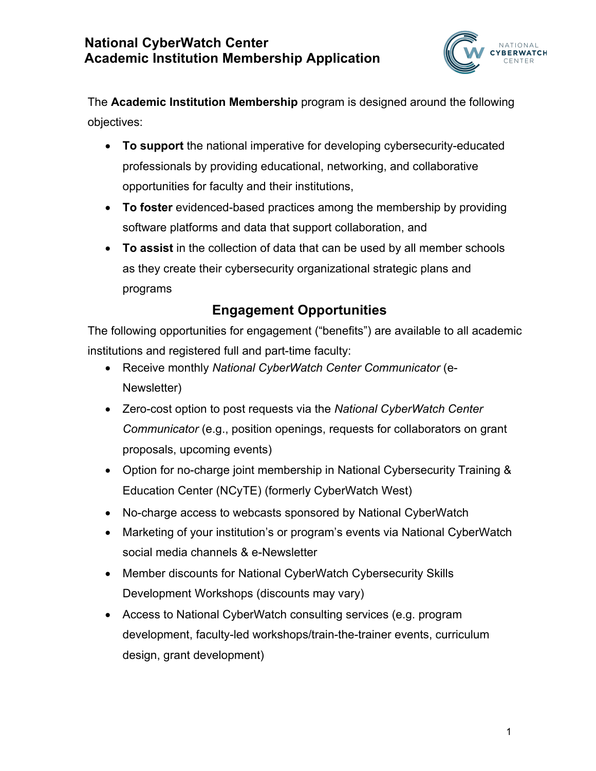# National CyberWatch Center
# Academic Institution Membership Application

The **Academic Institution Membership** program is designed around the following objectives:

- **To support** the national imperative for developing cybersecurity-educated professionals by providing educational, networking, and collaborative opportunities for faculty and their institutions,
- **To foster** evidenced-based practices among the membership by providing software platforms and data that support collaboration, and
- **To assist** in the collection of data that can be used by all member schools as they create their cybersecurity organizational strategic plans and programs

## Engagement Opportunities

The following opportunities for engagement ("benefits") are available to all academic institutions and registered full and part-time faculty:

- Receive monthly *National CyberWatch Center Communicator* (e-Newsletter)
- Zero-cost option to post requests via the *National CyberWatch Center Communicator* (e.g., position openings, requests for collaborators on grant proposals, upcoming events)
- Option for no-charge joint membership in National Cybersecurity Training & Education Center (NCyTE) (formerly CyberWatch West)
- No-charge access to webcasts sponsored by National CyberWatch
- Marketing of your institution's or program's events via National CyberWatch social media channels & e-Newsletter
- Member discounts for National CyberWatch Cybersecurity Skills Development Workshops (discounts may vary)
- Access to National CyberWatch consulting services (e.g. program development, faculty-led workshops/train-the-trainer events, curriculum design, grant development)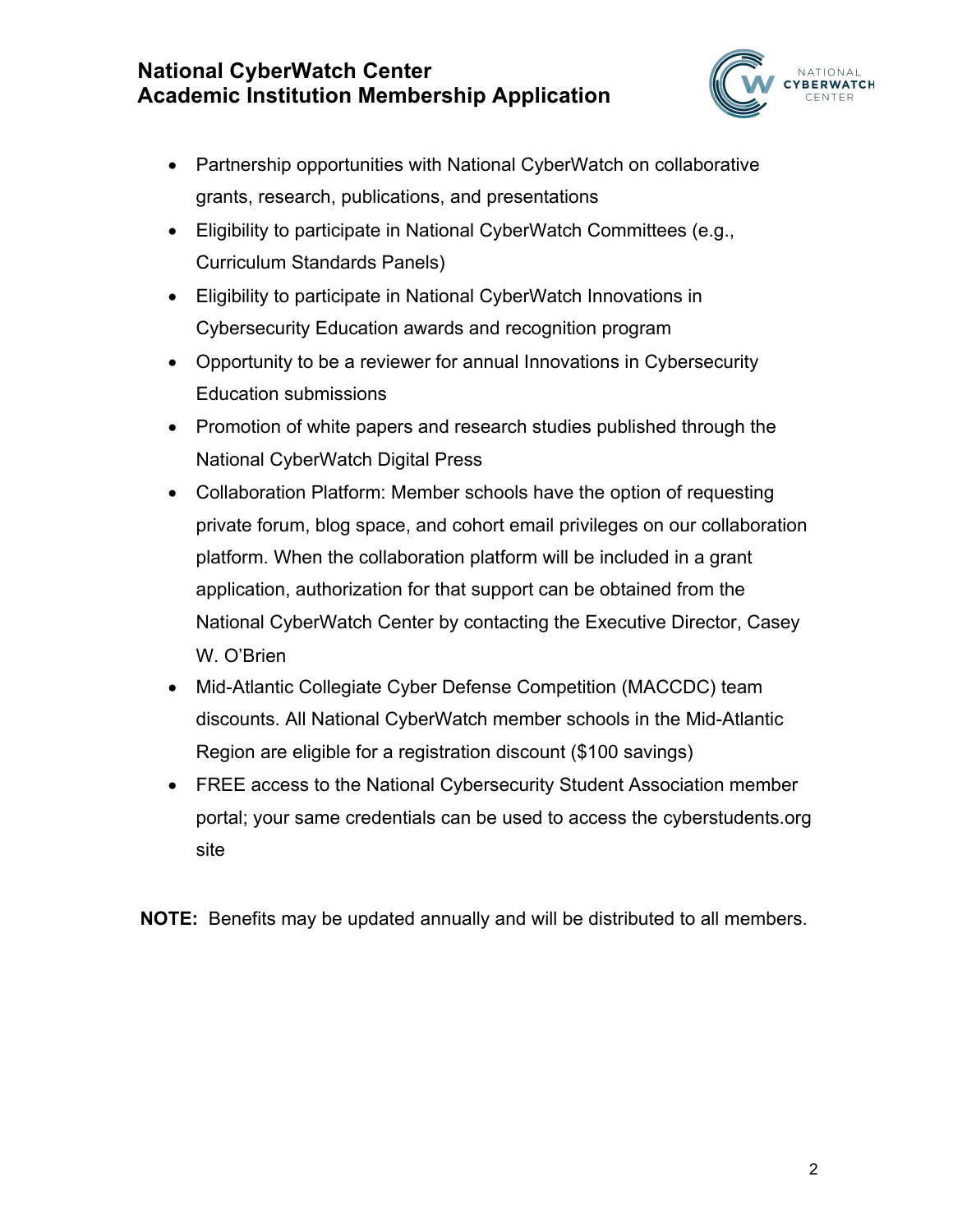- Partnership opportunities with National CyberWatch on collaborative grants, research, publications, and presentations
- Eligibility to participate in National CyberWatch Committees (e.g., Curriculum Standards Panels)
- Eligibility to participate in National CyberWatch Innovations in Cybersecurity Education awards and recognition program
- Opportunity to be a reviewer for annual Innovations in Cybersecurity Education submissions
- Promotion of white papers and research studies published through the National CyberWatch Digital Press
- Collaboration Platform: Member schools have the option of requesting private forum, blog space, and cohort email privileges on our collaboration platform. When the collaboration platform will be included in a grant application, authorization for that support can be obtained from the National CyberWatch Center by contacting the Executive Director, Casey W. O'Brien
- Mid-Atlantic Collegiate Cyber Defense Competition (MACCDC) team discounts. All National CyberWatch member schools in the Mid-Atlantic Region are eligible for a registration discount ($100 savings)
- FREE access to the National Cybersecurity Student Association member portal; your same credentials can be used to access the cyberstudents.org site

**NOTE:** Benefits may be updated annually and will be distributed to all members.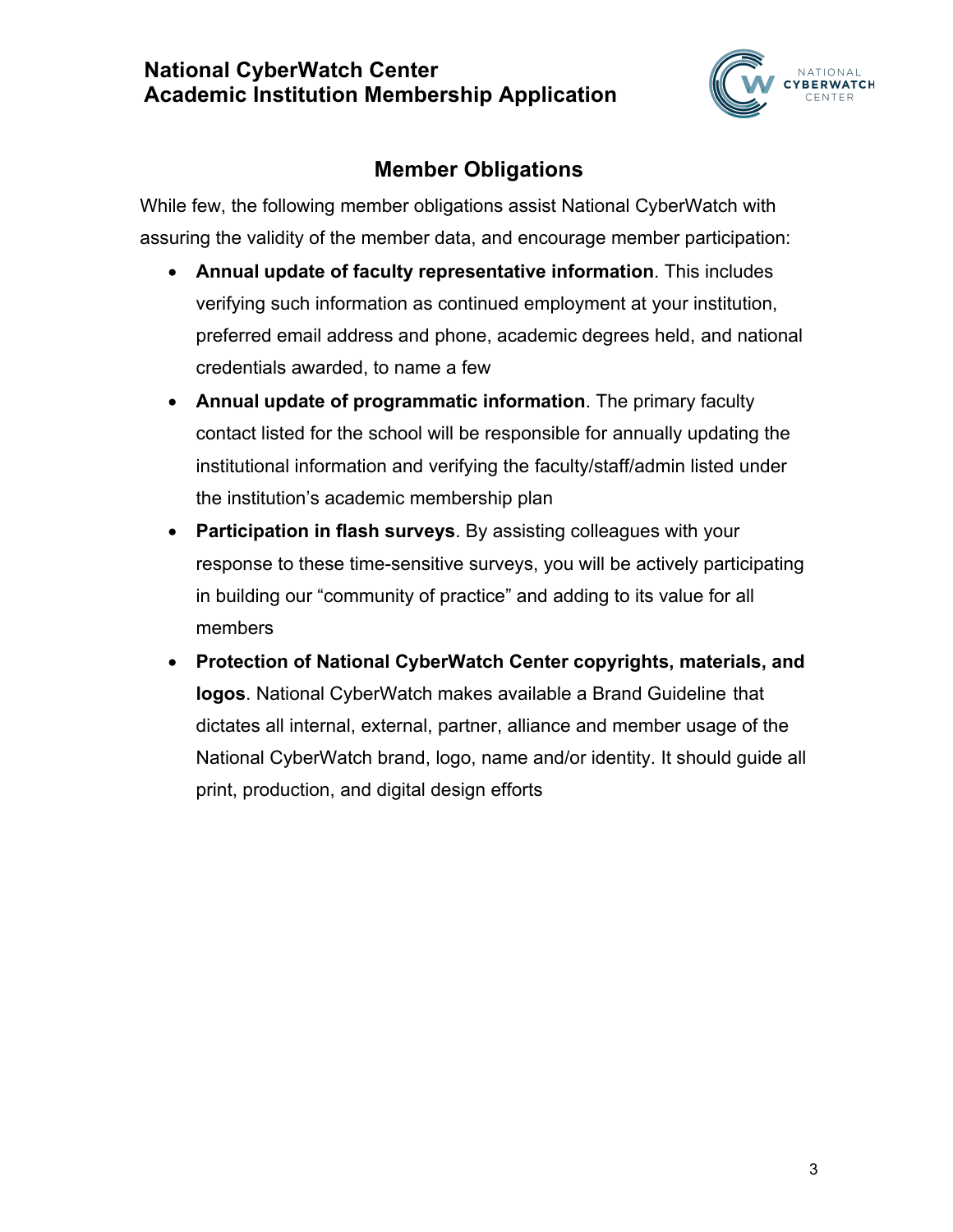## Member Obligations

While few, the following member obligations assist National CyberWatch with assuring the validity of the member data, and encourage member participation:

- **Annual update of faculty representative information**. This includes verifying such information as continued employment at your institution, preferred email address and phone, academic degrees held, and national credentials awarded, to name a few
- **Annual update of programmatic information**. The primary faculty contact listed for the school will be responsible for annually updating the institutional information and verifying the faculty/staff/admin listed under the institution's academic membership plan
- **Participation in flash surveys**. By assisting colleagues with your response to these time-sensitive surveys, you will be actively participating in building our "community of practice" and adding to its value for all members
- **Protection of National CyberWatch Center copyrights, materials, and logos**. National CyberWatch makes available a Brand Guideline that dictates all internal, external, partner, alliance and member usage of the National CyberWatch brand, logo, name and/or identity. It should guide all print, production, and digital design efforts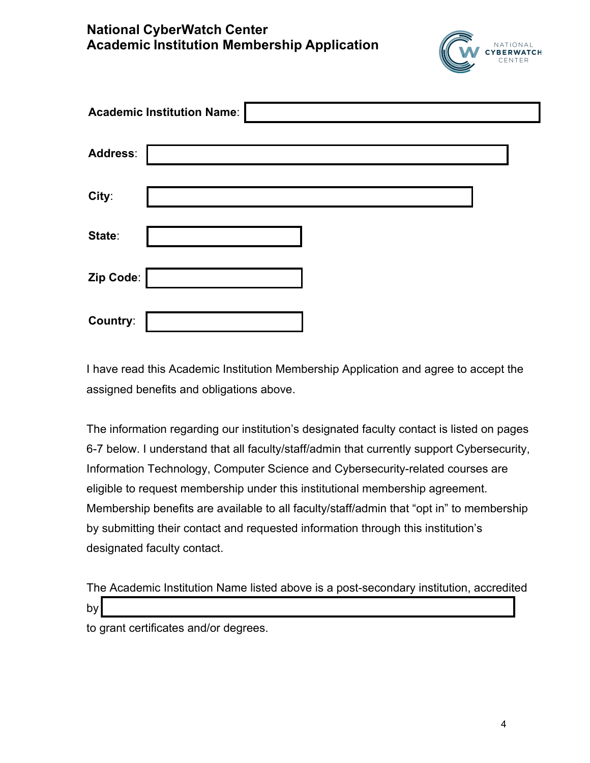# National CyberWatch Center
# Academic Institution Membership Application

**Academic Institution Name**: 

**Address**: 

**City**: 

**State**: 

**Zip Code**: 

**Country**: 

I have read this Academic Institution Membership Application and agree to accept the assigned benefits and obligations above.

The information regarding our institution's designated faculty contact is listed on pages 6-7 below. I understand that all faculty/staff/admin that currently support Cybersecurity, Information Technology, Computer Science and Cybersecurity-related courses are eligible to request membership under this institutional membership agreement. Membership benefits are available to all faculty/staff/admin that "opt in" to membership by submitting their contact and requested information through this institution's designated faculty contact.

The Academic Institution Name listed above is a post-secondary institution, accredited by 

to grant certificates and/or degrees.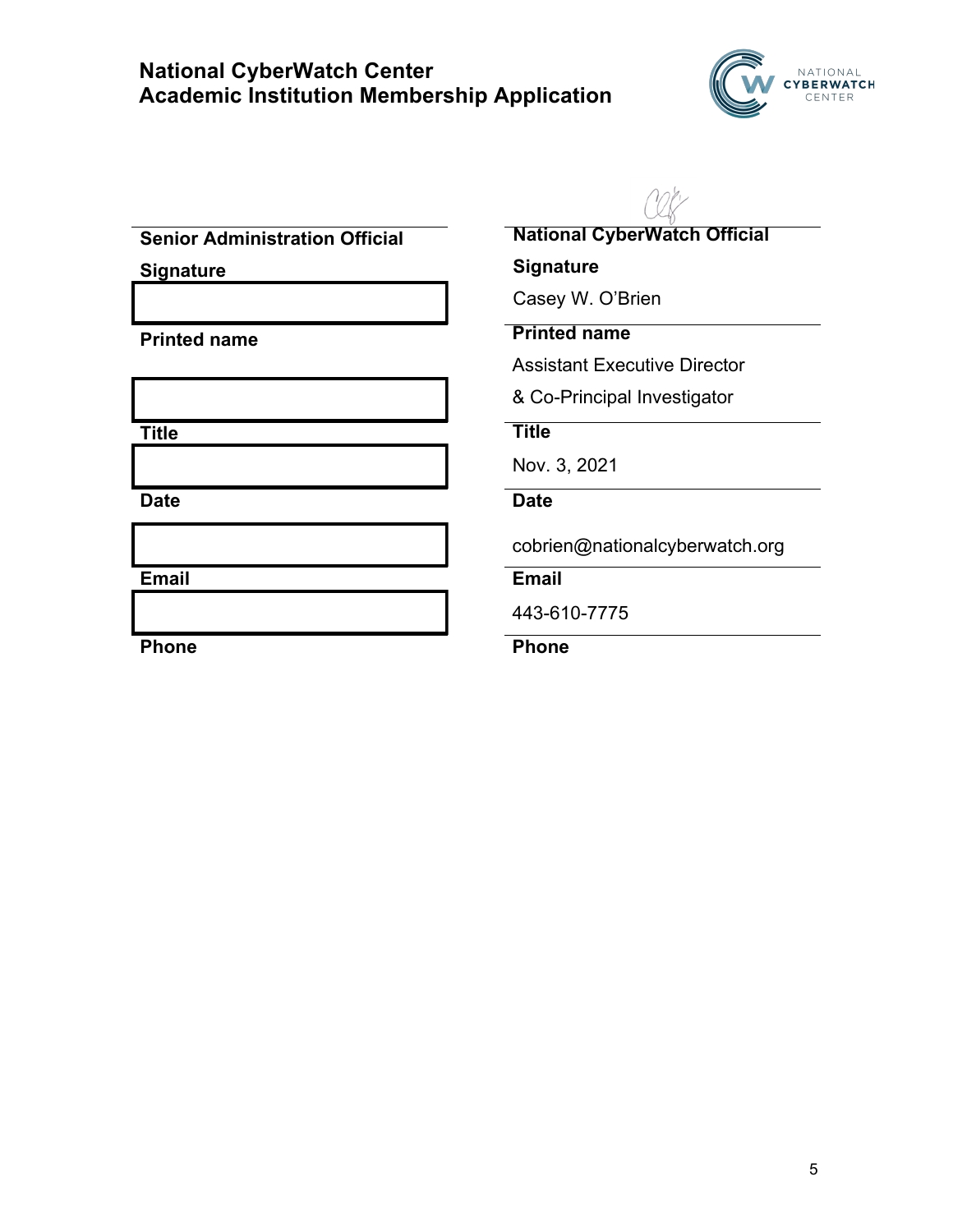# National CyberWatch Center
# Academic Institution Membership Application

| Senior Administration Official | National CyberWatch Official |
| --- | --- |
| **Signature** | **Signature** |
| | Casey W. O'Brien |
| **Printed name** | **Printed name** |
| | Assistant Executive Director & Co-Principal Investigator |
| **Title** | **Title** |
| | Nov. 3, 2021 |
| **Date** | **Date** |
| | cobrien@nationalcyberwatch.org |
| **Email** | **Email** |
| | 443-610-7775 |
| **Phone** | **Phone** |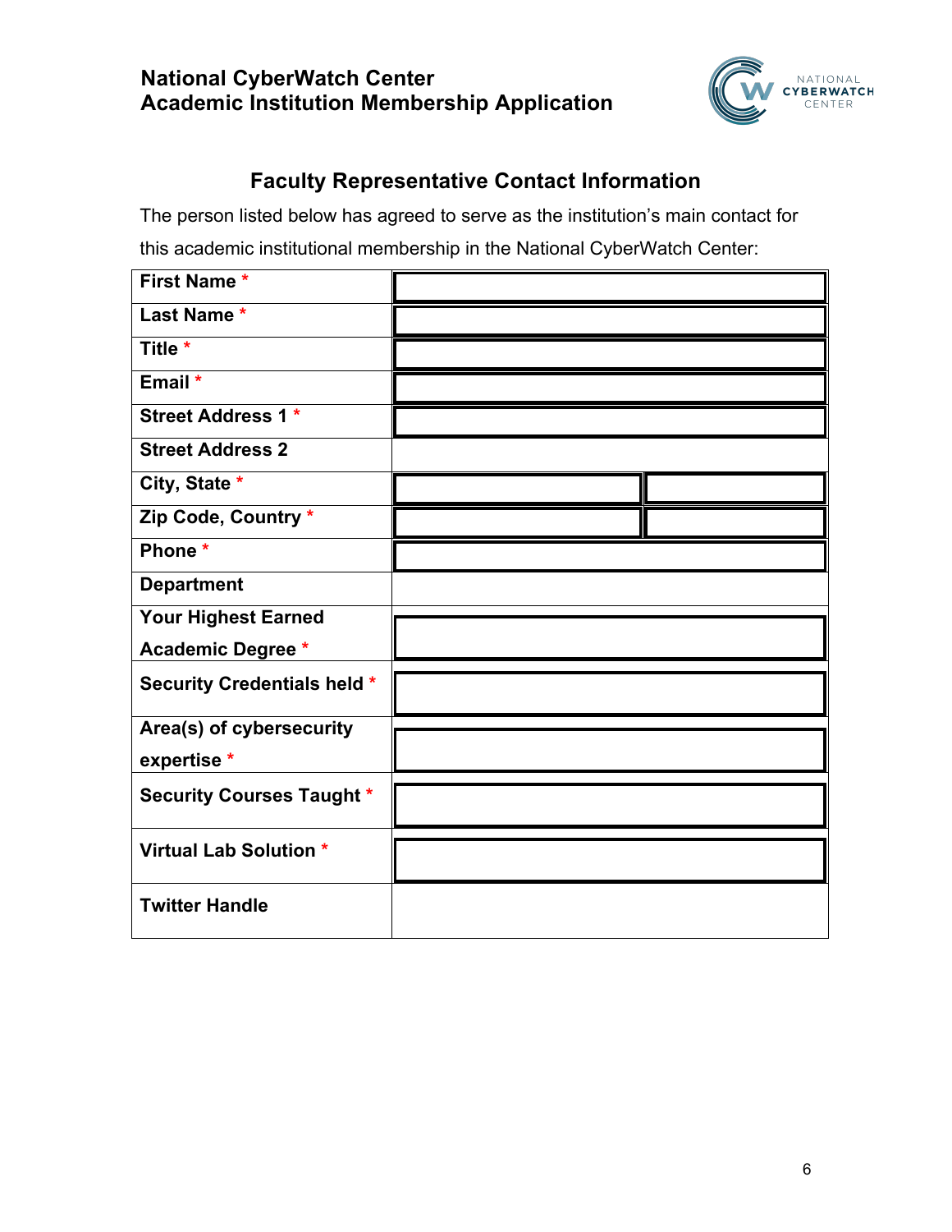National CyberWatch Center
Academic Institution Membership Application

## Faculty Representative Contact Information

The person listed below has agreed to serve as the institution's main contact for this academic institutional membership in the National CyberWatch Center:

| Field | |
|---|---|
| **First Name** * | |
| **Last Name** * | |
| **Title** * | |
| **Email** * | |
| **Street Address 1** * | |
| **Street Address 2** | |
| **City, State** * | |
| **Zip Code, Country** * | |
| **Phone** * | |
| **Department** | |
| **Your Highest Earned Academic Degree** * | |
| **Security Credentials held** * | |
| **Area(s) of cybersecurity expertise** * | |
| **Security Courses Taught** * | |
| **Virtual Lab Solution** * | |
| **Twitter Handle** | |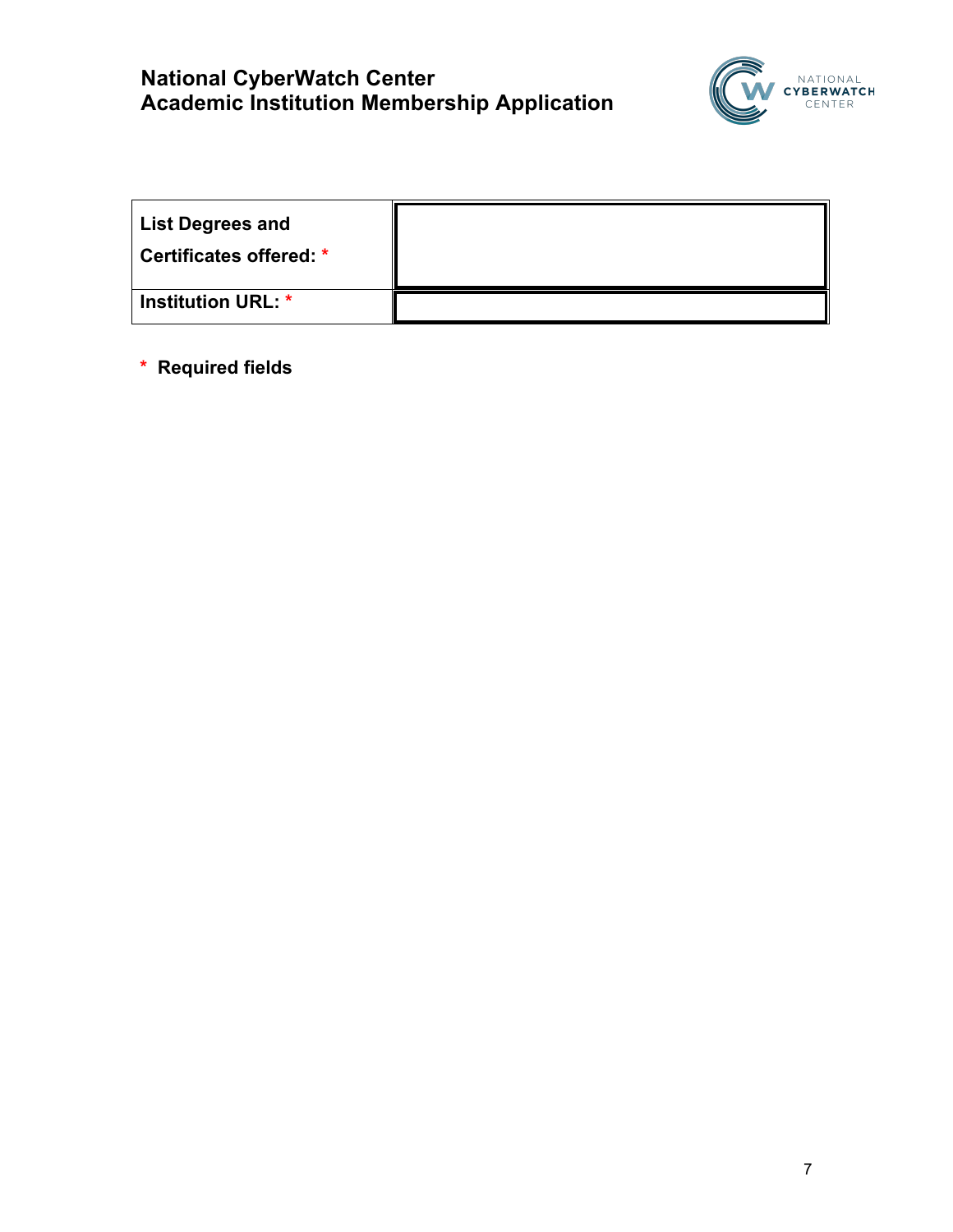| | |
|---|---|
| **List Degrees and Certificates offered: *** | |
| **Institution URL: *** | |

**\* Required fields**